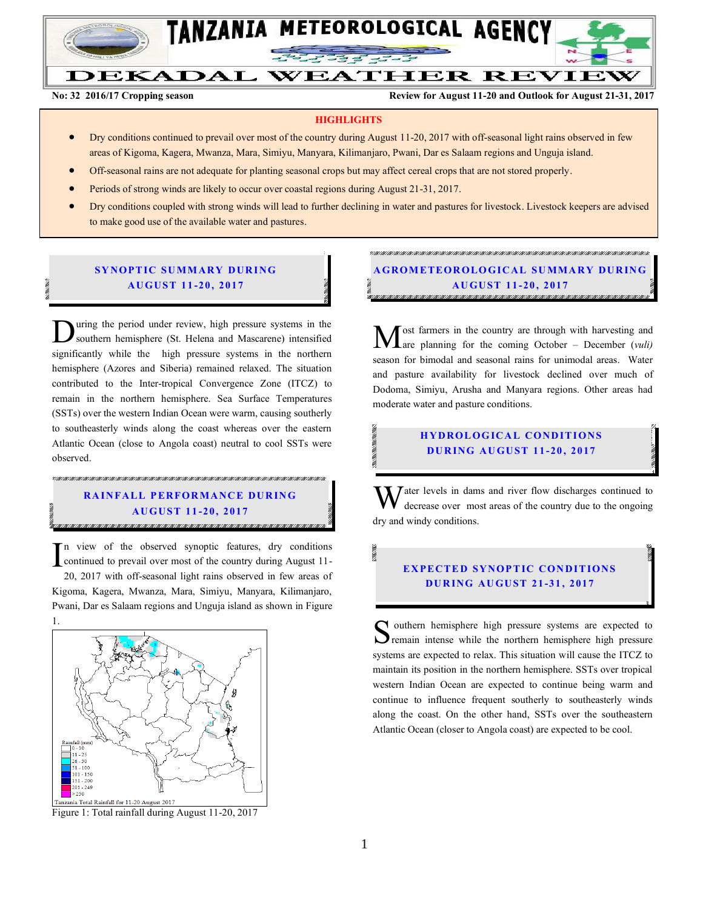# TANZANIA METEOROLOGICAL AGENCY

# DEKADAL WEATHER REVIEW

**No: 32 2016/17 Cropping season** **Review for August 11-20 and Outlook for August 21-31, 2017**

## HIGHLIGHTS

- Dry conditions continued to prevail over most of the country during August 11-20, 2017 with off-seasonal light rains observed in few areas of Kigoma, Kagera, Mwanza, Mara, Simiyu, Manyara, Kilimanjaro, Pwani, Dar es Salaam regions and Unguja island.
- Off-seasonal rains are not adequate for planting seasonal crops but may affect cereal crops that are not stored properly.
- Periods of strong winds are likely to occur over coastal regions during August 21-31, 2017.
- Dry conditions coupled with strong winds will lead to further declining in water and pastures for livestock. Livestock keepers are advised to make good use of the available water and pastures.

## SYNOPTIC SUMMARY DURING AUGUST 11-20, 2017

During the period under review, high pressure systems in the southern hemisphere (St. Helena and Mascarene) intensified significantly while the high pressure systems in the northern hemisphere (Azores and Siberia) remained relaxed. The situation contributed to the Inter-tropical Convergence Zone (ITCZ) to remain in the northern hemisphere. Sea Surface Temperatures (SSTs) over the western Indian Ocean were warm, causing southerly to southeasterly winds along the coast whereas over the eastern Atlantic Ocean (close to Angola coast) neutral to cool SSTs were observed.

## RAINFALL PERFORMANCE DURING AUGUST 11-20, 2017

In view of the observed synoptic features, dry conditions continued to prevail over most of the country during August 11-20, 2017 with off-seasonal light rains observed in few areas of Kigoma, Kagera, Mwanza, Mara, Simiyu, Manyara, Kilimanjaro, Pwani, Dar es Salaam regions and Unguja island as shown in Figure 1.

Figure 1: Total rainfall during August 11-20, 2017

## AGROMETEOROLOGICAL SUMMARY DURING AUGUST 11-20, 2017

Most farmers in the country are through with harvesting and are planning for the coming October – December (*vuli*) season for bimodal and seasonal rains for unimodal areas. Water and pasture availability for livestock declined over much of Dodoma, Simiyu, Arusha and Manyara regions. Other areas had moderate water and pasture conditions.

## HYDROLOGICAL CONDITIONS DURING AUGUST 11-20, 2017

Water levels in dams and river flow discharges continued to decrease over most areas of the country due to the ongoing dry and windy conditions.

## EXPECTED SYNOPTIC CONDITIONS DURING AUGUST 21-31, 2017

Southern hemisphere high pressure systems are expected to remain intense while the northern hemisphere high pressure systems are expected to relax. This situation will cause the ITCZ to maintain its position in the northern hemisphere. SSTs over tropical western Indian Ocean are expected to continue being warm and continue to influence frequent southerly to southeasterly winds along the coast. On the other hand, SSTs over the southeastern Atlantic Ocean (closer to Angola coast) are expected to be cool.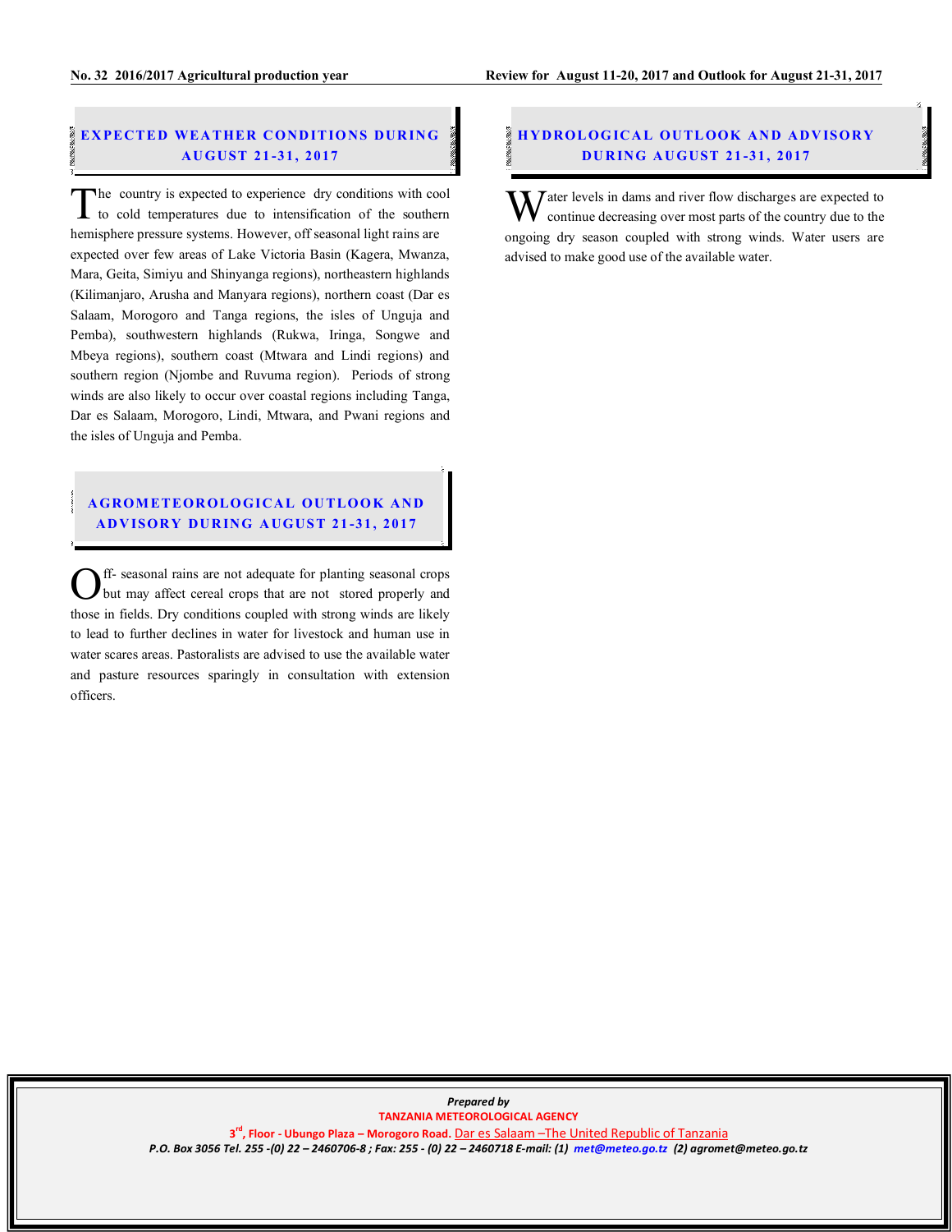## EXPECTED WEATHER CONDITIONS DURING AUGUST 21-31, 2017

The country is expected to experience dry conditions with cool to cold temperatures due to intensification of the southern hemisphere pressure systems. However, off seasonal light rains are expected over few areas of Lake Victoria Basin (Kagera, Mwanza, Mara, Geita, Simiyu and Shinyanga regions), northeastern highlands (Kilimanjaro, Arusha and Manyara regions), northern coast (Dar es Salaam, Morogoro and Tanga regions, the isles of Unguja and Pemba), southwestern highlands (Rukwa, Iringa, Songwe and Mbeya regions), southern coast (Mtwara and Lindi regions) and southern region (Njombe and Ruvuma region). Periods of strong winds are also likely to occur over coastal regions including Tanga, Dar es Salaam, Morogoro, Lindi, Mtwara, and Pwani regions and the isles of Unguja and Pemba.

## AGROMETEOROLOGICAL OUTLOOK AND ADVISORY DURING AUGUST 21-31, 2017

Off- seasonal rains are not adequate for planting seasonal crops but may affect cereal crops that are not stored properly and those in fields. Dry conditions coupled with strong winds are likely to lead to further declines in water for livestock and human use in water scares areas. Pastoralists are advised to use the available water and pasture resources sparingly in consultation with extension officers.

## HYDROLOGICAL OUTLOOK AND ADVISORY DURING AUGUST 21-31, 2017

Water levels in dams and river flow discharges are expected to continue decreasing over most parts of the country due to the ongoing dry season coupled with strong winds. Water users are advised to make good use of the available water.

*Prepared by*

**TANZANIA METEOROLOGICAL AGENCY**

**3rd, Floor - Ubungo Plaza – Morogoro Road.** Dar es Salaam –The United Republic of Tanzania

*P.O. Box 3056 Tel. 255 -(0) 22 – 2460706-8 ; Fax: 255 - (0) 22 – 2460718 E-mail: (1) met@meteo.go.tz (2) agromet@meteo.go.tz*